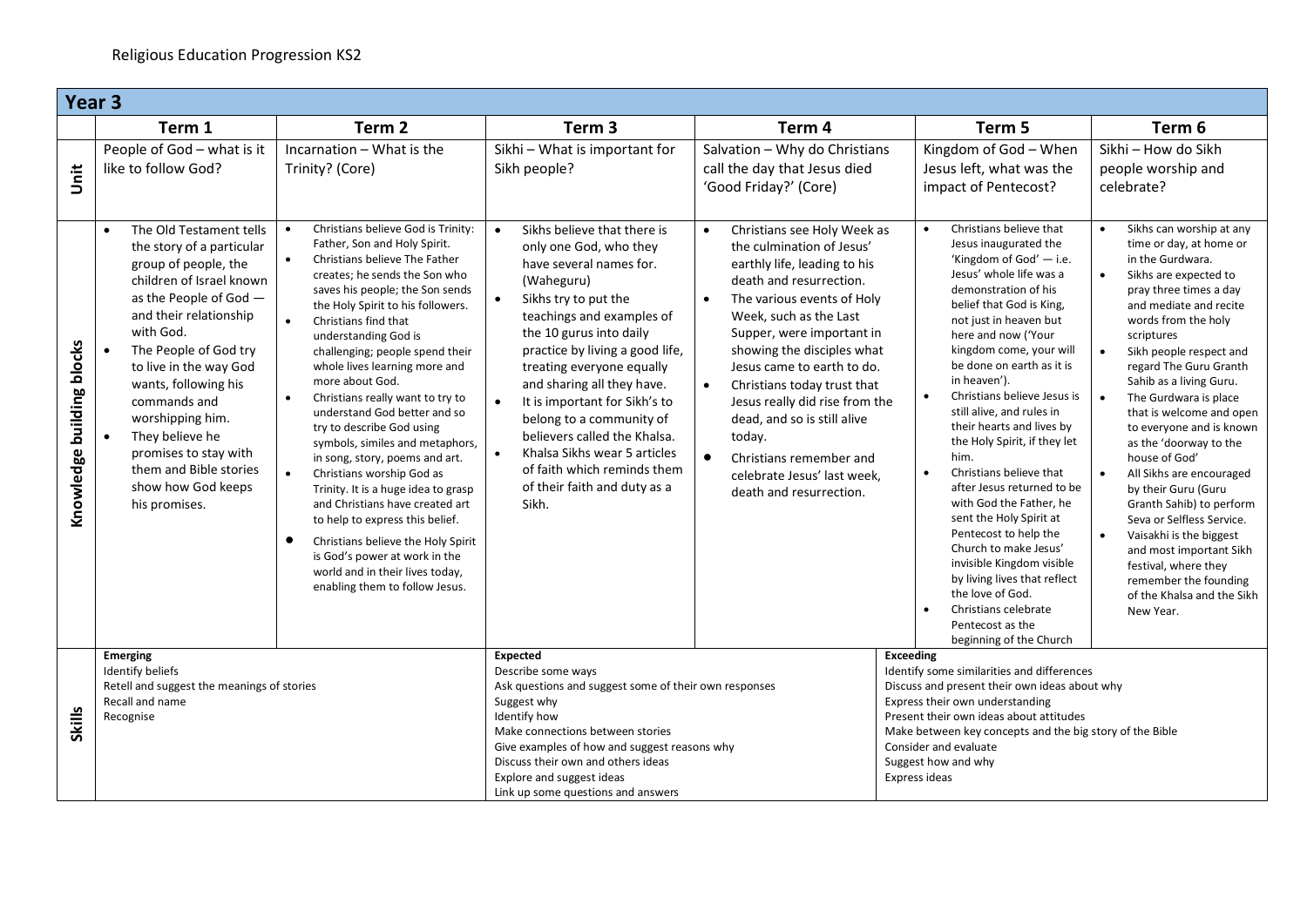Religious Education Progression KS2

| Year 3 | | | | | | |
|---|---|---|---|---|---|---|
| | **Term 1** | **Term 2** | **Term 3** | **Term 4** | **Term 5** | **Term 6** |
| **Unit** | People of God – what is it like to follow God? | Incarnation – What is the Trinity? (Core) | Sikhi – What is important for Sikh people? | Salvation – Why do Christians call the day that Jesus died 'Good Friday?' (Core) | Kingdom of God – When Jesus left, what was the impact of Pentecost? | Sikhi – How do Sikh people worship and celebrate? |
| **Knowledge building blocks** | • The Old Testament tells the story of a particular group of people, the children of Israel known as the People of God — and their relationship with God.<br>• The People of God try to live in the way God wants, following his commands and worshipping him.<br>• They believe he promises to stay with them and Bible stories show how God keeps his promises. | • Christians believe God is Trinity: Father, Son and Holy Spirit.<br>• Christians believe The Father creates; he sends the Son who saves his people; the Son sends the Holy Spirit to his followers.<br>• Christians find that understanding God is challenging; people spend their whole lives learning more and more about God.<br>• Christians really want to try to understand God better and so try to describe God using symbols, similes and metaphors, in song, story, poems and art.<br>• Christians worship God as Trinity. It is a huge idea to grasp and Christians have created art to help to express this belief.<br>• Christians believe the Holy Spirit is God's power at work in the world and in their lives today, enabling them to follow Jesus. | • Sikhs believe that there is only one God, who they have several names for. (Waheguru)<br>• Sikhs try to put the teachings and examples of the 10 gurus into daily practice by living a good life, treating everyone equally and sharing all they have.<br>• It is important for Sikh's to belong to a community of believers called the Khalsa.<br>• Khalsa Sikhs wear 5 articles of faith which reminds them of their faith and duty as a Sikh. | • Christians see Holy Week as the culmination of Jesus' earthly life, leading to his death and resurrection.<br>• The various events of Holy Week, such as the Last Supper, were important in showing the disciples what Jesus came to earth to do.<br>• Christians today trust that Jesus really did rise from the dead, and so is still alive today.<br>• Christians remember and celebrate Jesus' last week, death and resurrection. | • Christians believe that Jesus inaugurated the 'Kingdom of God' — i.e. Jesus' whole life was a demonstration of his belief that God is King, not just in heaven but here and now ('Your kingdom come, your will be done on earth as it is in heaven').<br>• Christians believe Jesus is still alive, and rules in their hearts and lives by the Holy Spirit, if they let him.<br>• Christians believe that after Jesus returned to be with God the Father, he sent the Holy Spirit at Pentecost to help the Church to make Jesus' invisible Kingdom visible by living lives that reflect the love of God.<br>• Christians celebrate Pentecost as the beginning of the Church | • Sikhs can worship at any time or day, at home or in the Gurdwara.<br>• Sikhs are expected to pray three times a day and mediate and recite words from the holy scriptures<br>• Sikh people respect and regard The Guru Granth Sahib as a living Guru.<br>• The Gurdwara is place that is welcome and open to everyone and is known as the 'doorway to the house of God'<br>• All Sikhs are encouraged by their Guru (Guru Granth Sahib) to perform Seva or Selfless Service.<br>• Vaisakhi is the biggest and most important Sikh festival, where they remember the founding of the Khalsa and the Sikh New Year. |
| **Skills** | **Emerging**<br>Identify beliefs<br>Retell and suggest the meanings of stories<br>Recall and name<br>Recognise | | **Expected**<br>Describe some ways<br>Ask questions and suggest some of their own responses<br>Suggest why<br>Identify how<br>Make connections between stories<br>Give examples of how and suggest reasons why<br>Discuss their own and others ideas<br>Explore and suggest ideas<br>Link up some questions and answers | | **Exceeding**<br>Identify some similarities and differences<br>Discuss and present their own ideas about why<br>Express their own understanding<br>Present their own ideas about attitudes<br>Make between key concepts and the big story of the Bible<br>Consider and evaluate<br>Suggest how and why<br>Express ideas | |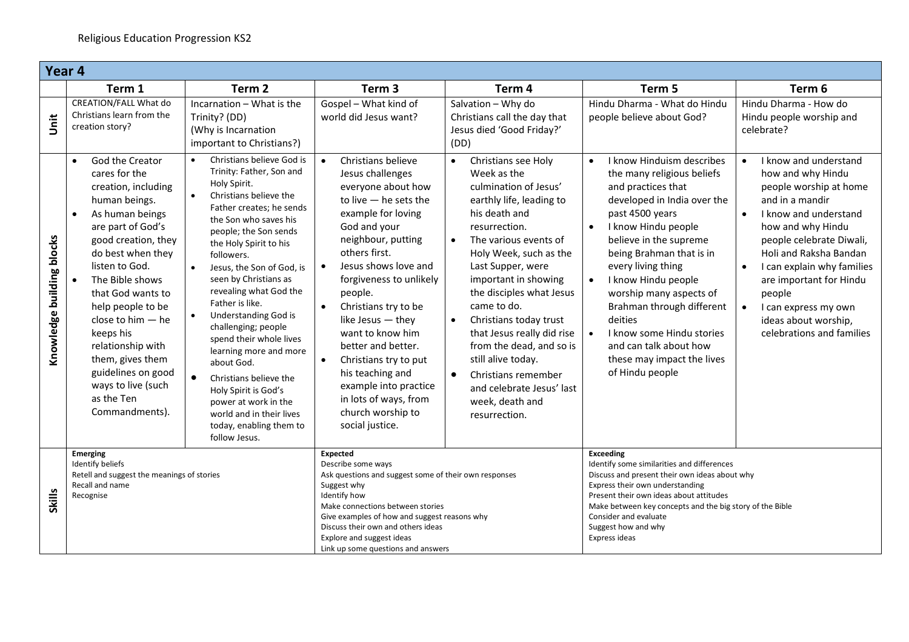Religious Education Progression KS2

| Year 4 | | | | | | |
|---|---|---|---|---|---|---|
| | **Term 1** | **Term 2** | **Term 3** | **Term 4** | **Term 5** | **Term 6** |
| **Unit** | CREATION/FALL What do Christians learn from the creation story? | Incarnation – What is the Trinity? (DD) (Why is Incarnation important to Christians?) | Gospel – What kind of world did Jesus want? | Salvation – Why do Christians call the day that Jesus died 'Good Friday?' (DD) | Hindu Dharma - What do Hindu people believe about God? | Hindu Dharma - How do Hindu people worship and celebrate? |
| **Knowledge building blocks** | • God the Creator cares for the creation, including human beings.<br>• As human beings are part of God's good creation, they do best when they listen to God.<br>• The Bible shows that God wants to help people to be close to him — he keeps his relationship with them, gives them guidelines on good ways to live (such as the Ten Commandments). | • Christians believe God is Trinity: Father, Son and Holy Spirit.<br>• Christians believe the Father creates; he sends the Son who saves his people; the Son sends the Holy Spirit to his followers.<br>• Jesus, the Son of God, is seen by Christians as revealing what God the Father is like.<br>• Understanding God is challenging; people spend their whole lives learning more and more about God.<br>• Christians believe the Holy Spirit is God's power at work in the world and in their lives today, enabling them to follow Jesus. | • Christians believe Jesus challenges everyone about how to live — he sets the example for loving God and your neighbour, putting others first.<br>• Jesus shows love and forgiveness to unlikely people.<br>• Christians try to be like Jesus — they want to know him better and better.<br>• Christians try to put his teaching and example into practice in lots of ways, from church worship to social justice. | • Christians see Holy Week as the culmination of Jesus' earthly life, leading to his death and resurrection.<br>• The various events of Holy Week, such as the Last Supper, were important in showing the disciples what Jesus came to do.<br>• Christians today trust that Jesus really did rise from the dead, and so is still alive today.<br>• Christians remember and celebrate Jesus' last week, death and resurrection. | • I know Hinduism describes the many religious beliefs and practices that developed in India over the past 4500 years<br>• I know Hindu people believe in the supreme being Brahman that is in every living thing<br>• I know Hindu people worship many aspects of Brahman through different deities<br>• I know some Hindu stories and can talk about how these may impact the lives of Hindu people | • I know and understand how and why Hindu people worship at home and in a mandir<br>• I know and understand how and why Hindu people celebrate Diwali, Holi and Raksha Bandan<br>• I can explain why families are important for Hindu people<br>• I can express my own ideas about worship, celebrations and families |
| **Skills** | **Emerging**<br>Identify beliefs<br>Retell and suggest the meanings of stories<br>Recall and name<br>Recognise | | **Expected**<br>Describe some ways<br>Ask questions and suggest some of their own responses<br>Suggest why<br>Identify how<br>Make connections between stories<br>Give examples of how and suggest reasons why<br>Discuss their own and others ideas<br>Explore and suggest ideas<br>Link up some questions and answers | | **Exceeding**<br>Identify some similarities and differences<br>Discuss and present their own ideas about why<br>Express their own understanding<br>Present their own ideas about attitudes<br>Make between key concepts and the big story of the Bible<br>Consider and evaluate<br>Suggest how and why<br>Express ideas | |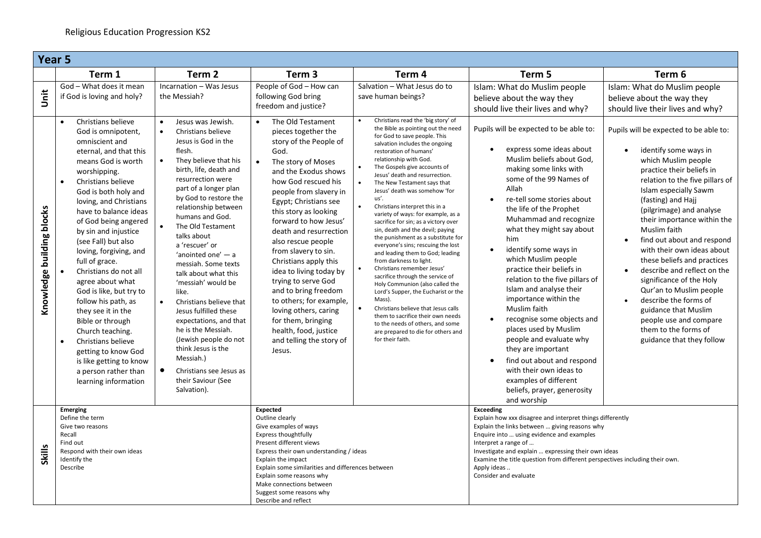Religious Education Progression KS2

| Year 5 | | | | | | |
|---|---|---|---|---|---|---|
| | **Term 1** | **Term 2** | **Term 3** | **Term 4** | **Term 5** | **Term 6** |
| **Unit** | God – What does it mean if God is loving and holy? | Incarnation – Was Jesus the Messiah? | People of God – How can following God bring freedom and justice? | Salvation – What Jesus do to save human beings? | Islam: What do Muslim people believe about the way they should live their lives and why? | Islam: What do Muslim people believe about the way they should live their lives and why? |
| **Knowledge building blocks** | • Christians believe God is omnipotent, omniscient and eternal, and that this means God is worth worshipping.<br>• Christians believe God is both holy and loving, and Christians have to balance ideas of God being angered by sin and injustice (see Fall) but also loving, forgiving, and full of grace.<br>• Christians do not all agree about what God is like, but try to follow his path, as they see it in the Bible or through Church teaching.<br>• Christians believe getting to know God is like getting to know a person rather than learning information | • Jesus was Jewish.<br>• Christians believe Jesus is God in the flesh.<br>• They believe that his birth, life, death and resurrection were part of a longer plan by God to restore the relationship between humans and God.<br>• The Old Testament talks about a 'rescuer' or 'anointed one' — a messiah. Some texts talk about what this 'messiah' would be like.<br>• Christians believe that Jesus fulfilled these expectations, and that he is the Messiah. (Jewish people do not think Jesus is the Messiah.)<br>• Christians see Jesus as their Saviour (See Salvation). | • The Old Testament pieces together the story of the People of God.<br>• The story of Moses and the Exodus shows how God rescued his people from slavery in Egypt; Christians see this story as looking forward to how Jesus' death and resurrection also rescue people from slavery to sin. Christians apply this idea to living today by trying to serve God and to bring freedom to others; for example, loving others, caring for them, bringing health, food, justice and telling the story of Jesus. | • Christians read the 'big story' of the Bible as pointing out the need for God to save people. This salvation includes the ongoing restoration of humans' relationship with God.<br>• The Gospels give accounts of Jesus' death and resurrection.<br>• The New Testament says that Jesus' death was somehow 'for us'.<br>• Christians interpret this in a variety of ways: for example, as a sacrifice for sin; as a victory over sin, death and the devil; paying the punishment as a substitute for everyone's sins; rescuing the lost and leading them to God; leading from darkness to light.<br>• Christians remember Jesus' sacrifice through the service of Holy Communion (also called the Lord's Supper, the Eucharist or the Mass).<br>• Christians believe that Jesus calls them to sacrifice their own needs to the needs of others, and some are prepared to die for others and for their faith. | Pupils will be expected to be able to:<br>• express some ideas about Muslim beliefs about God, making some links with some of the 99 Names of Allah<br>• re-tell some stories about the life of the Prophet Muhammad and recognize what they might say about him<br>• identify some ways in which Muslim people practice their beliefs in relation to the five pillars of Islam and analyse their importance within the Muslim faith<br>• recognise some objects and places used by Muslim people and evaluate why they are important<br>• find out about and respond with their own ideas to examples of different beliefs, prayer, generosity and worship | Pupils will be expected to be able to:<br>• identify some ways in which Muslim people practice their beliefs in relation to the five pillars of Islam especially Sawm (fasting) and Hajj (pilgrimage) and analyse their importance within the Muslim faith<br>• find out about and respond with their own ideas about these beliefs and practices<br>• describe and reflect on the significance of the Holy Qur'an to Muslim people<br>• describe the forms of guidance that Muslim people use and compare them to the forms of guidance that they follow |
| **Skills** | **Emerging**<br>Define the term<br>Give two reasons<br>Recall<br>Find out<br>Respond with their own ideas<br>Identify the<br>Describe | | **Expected**<br>Outline clearly<br>Give examples of ways<br>Express thoughtfully<br>Present different views<br>Express their own understanding / ideas<br>Explain the impact<br>Explain some similarities and differences between<br>Explain some reasons why<br>Make connections between<br>Suggest some reasons why<br>Describe and reflect | | **Exceeding**<br>Explain how xxx disagree and interpret things differently<br>Explain the links between … giving reasons why<br>Enquire into … using evidence and examples<br>Interpret a range of …<br>Investigate and explain … expressing their own ideas<br>Examine the title question from different perspectives including their own.<br>Apply ideas ..<br>Consider and evaluate | |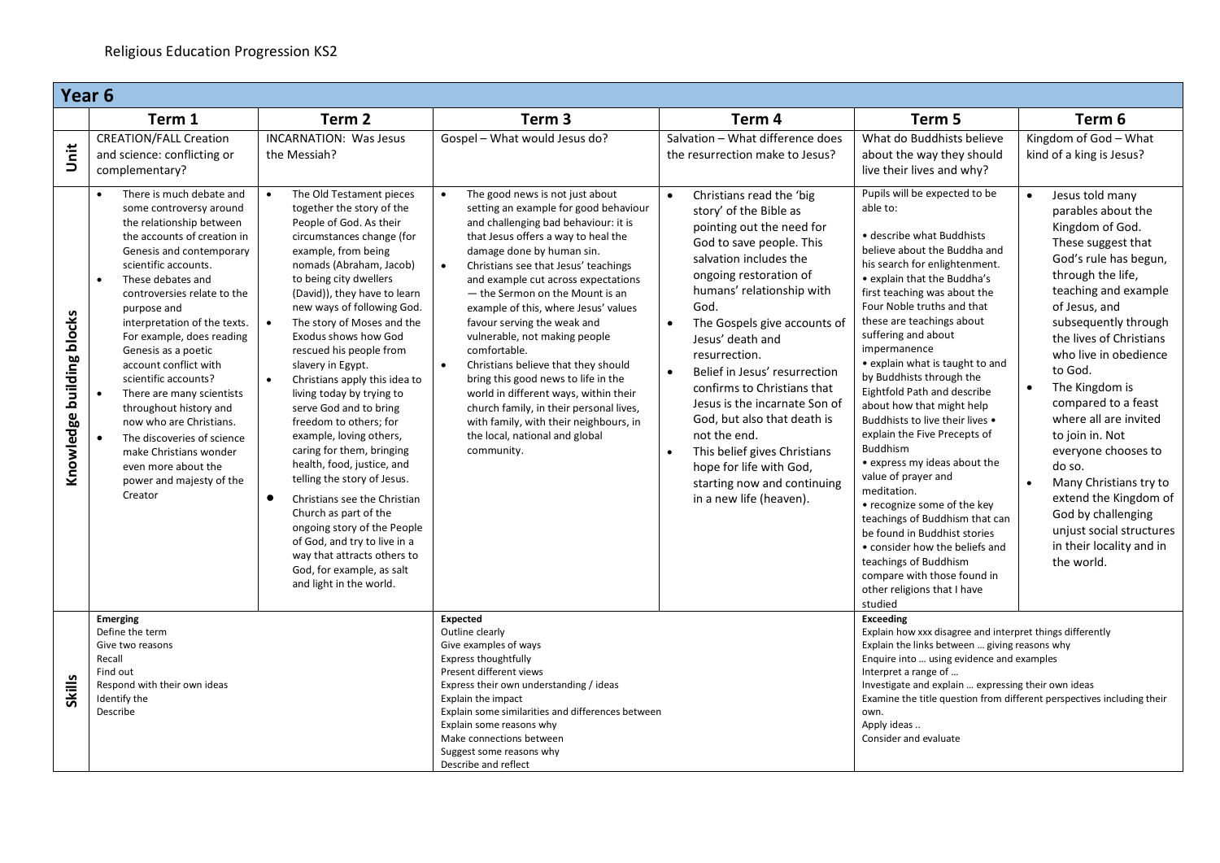# Religious Education Progression KS2

| Year 6 | | | | | | |
|---|---|---|---|---|---|---|
| | **Term 1** | **Term 2** | **Term 3** | **Term 4** | **Term 5** | **Term 6** |
| **Unit** | CREATION/FALL Creation and science: conflicting or complementary? | INCARNATION: Was Jesus the Messiah? | Gospel – What would Jesus do? | Salvation – What difference does the resurrection make to Jesus? | What do Buddhists believe about the way they should live their lives and why? | Kingdom of God – What kind of a king is Jesus? |
| **Knowledge building blocks** | • There is much debate and some controversy around the relationship between the accounts of creation in Genesis and contemporary scientific accounts.<br>• These debates and controversies relate to the purpose and interpretation of the texts. For example, does reading Genesis as a poetic account conflict with scientific accounts?<br>• There are many scientists throughout history and now who are Christians.<br>• The discoveries of science make Christians wonder even more about the power and majesty of the Creator | • The Old Testament pieces together the story of the People of God. As their circumstances change (for example, from being nomads (Abraham, Jacob) to being city dwellers (David)), they have to learn new ways of following God.<br>• The story of Moses and the Exodus shows how God rescued his people from slavery in Egypt.<br>• Christians apply this idea to living today by trying to serve God and to bring freedom to others; for example, loving others, caring for them, bringing health, food, justice, and telling the story of Jesus.<br>• Christians see the Christian Church as part of the ongoing story of the People of God, and try to live in a way that attracts others to God, for example, as salt and light in the world. | • The good news is not just about setting an example for good behaviour and challenging bad behaviour: it is that Jesus offers a way to heal the damage done by human sin.<br>• Christians see that Jesus' teachings and example cut across expectations — the Sermon on the Mount is an example of this, where Jesus' values favour serving the weak and vulnerable, not making people comfortable.<br>• Christians believe that they should bring this good news to life in the world in different ways, within their church family, in their personal lives, with family, with their neighbours, in the local, national and global community. | • Christians read the 'big story' of the Bible as pointing out the need for God to save people. This salvation includes the ongoing restoration of humans' relationship with God.<br>• The Gospels give accounts of Jesus' death and resurrection.<br>• Belief in Jesus' resurrection confirms to Christians that Jesus is the incarnate Son of God, but also that death is not the end.<br>• This belief gives Christians hope for life with God, starting now and continuing in a new life (heaven). | Pupils will be expected to be able to:<br>• describe what Buddhists believe about the Buddha and his search for enlightenment.<br>• explain that the Buddha's first teaching was about the Four Noble truths and that these are teachings about suffering and about impermanence<br>• explain what is taught to and by Buddhists through the Eightfold Path and describe about how that might help Buddhists to live their lives • explain the Five Precepts of Buddhism<br>• express my ideas about the value of prayer and meditation.<br>• recognize some of the key teachings of Buddhism that can be found in Buddhist stories<br>• consider how the beliefs and teachings of Buddhism compare with those found in other religions that I have studied | • Jesus told many parables about the Kingdom of God. These suggest that God's rule has begun, through the life, teaching and example of Jesus, and subsequently through the lives of Christians who live in obedience to God.<br>• The Kingdom is compared to a feast where all are invited to join in. Not everyone chooses to do so.<br>• Many Christians try to extend the Kingdom of God by challenging unjust social structures in their locality and in the world. |
| **Skills** | **Emerging**<br>Define the term<br>Give two reasons<br>Recall<br>Find out<br>Respond with their own ideas<br>Identify the<br>Describe | | **Expected**<br>Outline clearly<br>Give examples of ways<br>Express thoughtfully<br>Present different views<br>Express their own understanding / ideas<br>Explain the impact<br>Explain some similarities and differences between<br>Explain some reasons why<br>Make connections between<br>Suggest some reasons why<br>Describe and reflect | | **Exceeding**<br>Explain how xxx disagree and interpret things differently<br>Explain the links between … giving reasons why<br>Enquire into … using evidence and examples<br>Interpret a range of …<br>Investigate and explain … expressing their own ideas<br>Examine the title question from different perspectives including their own.<br>Apply ideas ..<br>Consider and evaluate | |